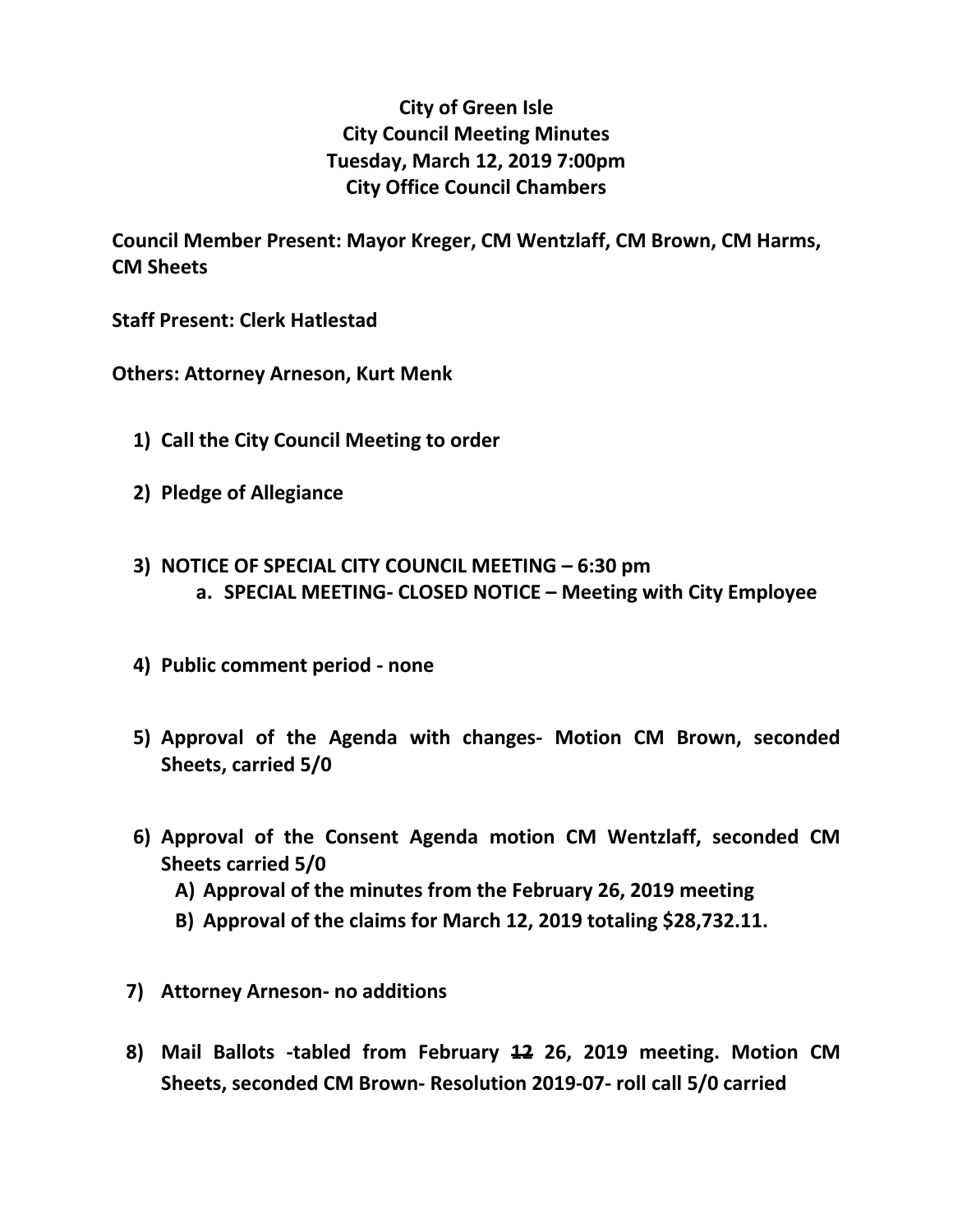**City of Green Isle**
**City Council Meeting Minutes**
**Tuesday, March 12, 2019 7:00pm**
**City Office Council Chambers**

**Council Member Present: Mayor Kreger, CM Wentzlaff, CM Brown, CM Harms, CM Sheets**

**Staff Present: Clerk Hatlestad**

**Others: Attorney Arneson, Kurt Menk**

1) **Call the City Council Meeting to order**

2) **Pledge of Allegiance**

3) **NOTICE OF SPECIAL CITY COUNCIL MEETING – 6:30 pm**
   a. **SPECIAL MEETING- CLOSED NOTICE – Meeting with City Employee**

4) **Public comment period - none**

5) **Approval of the Agenda with changes- Motion CM Brown, seconded Sheets, carried 5/0**

6) **Approval of the Consent Agenda motion CM Wentzlaff, seconded CM Sheets carried 5/0**
   A) **Approval of the minutes from the February 26, 2019 meeting**
   B) **Approval of the claims for March 12, 2019 totaling $28,732.11.**

7) **Attorney Arneson- no additions**

8) **Mail Ballots -tabled from February ~~12~~ 26, 2019 meeting. Motion CM Sheets, seconded CM Brown- Resolution 2019-07- roll call 5/0 carried**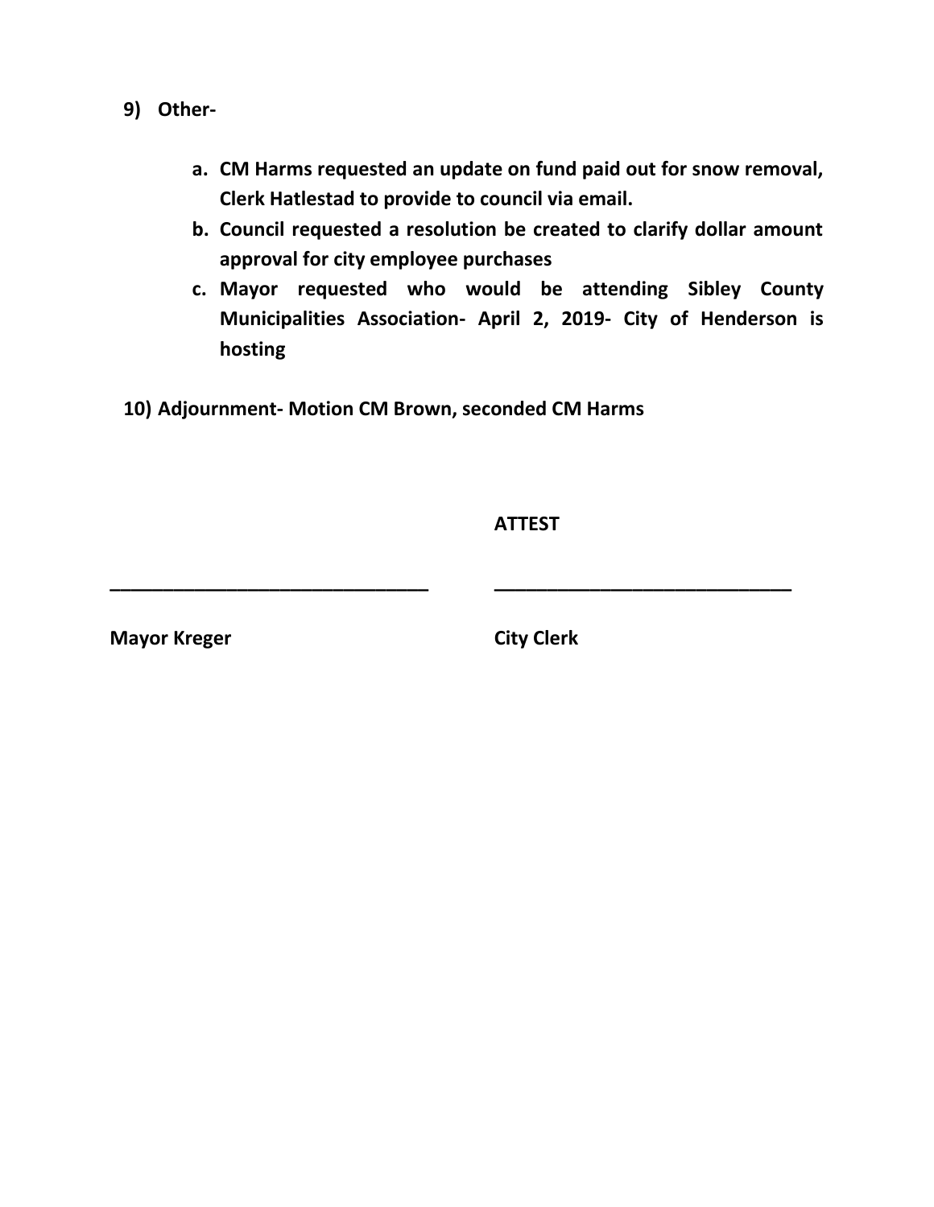**9) Other-**

   a. **CM Harms requested an update on fund paid out for snow removal, Clerk Hatlestad to provide to council via email.**
   b. **Council requested a resolution be created to clarify dollar amount approval for city employee purchases**
   c. **Mayor requested who would be attending Sibley County Municipalities Association- April 2, 2019- City of Henderson is hosting**

**10) Adjournment- Motion CM Brown, seconded CM Harms**

**ATTEST**

\_\_\_\_\_\_\_\_\_\_\_\_\_\_\_\_\_\_\_\_\_\_\_\_\_\_\_\_\_\_\_\_ &nbsp;&nbsp;&nbsp;&nbsp; \_\_\_\_\_\_\_\_\_\_\_\_\_\_\_\_\_\_\_\_\_\_\_\_\_\_\_\_\_\_

**Mayor Kreger** &nbsp;&nbsp;&nbsp;&nbsp; **City Clerk**